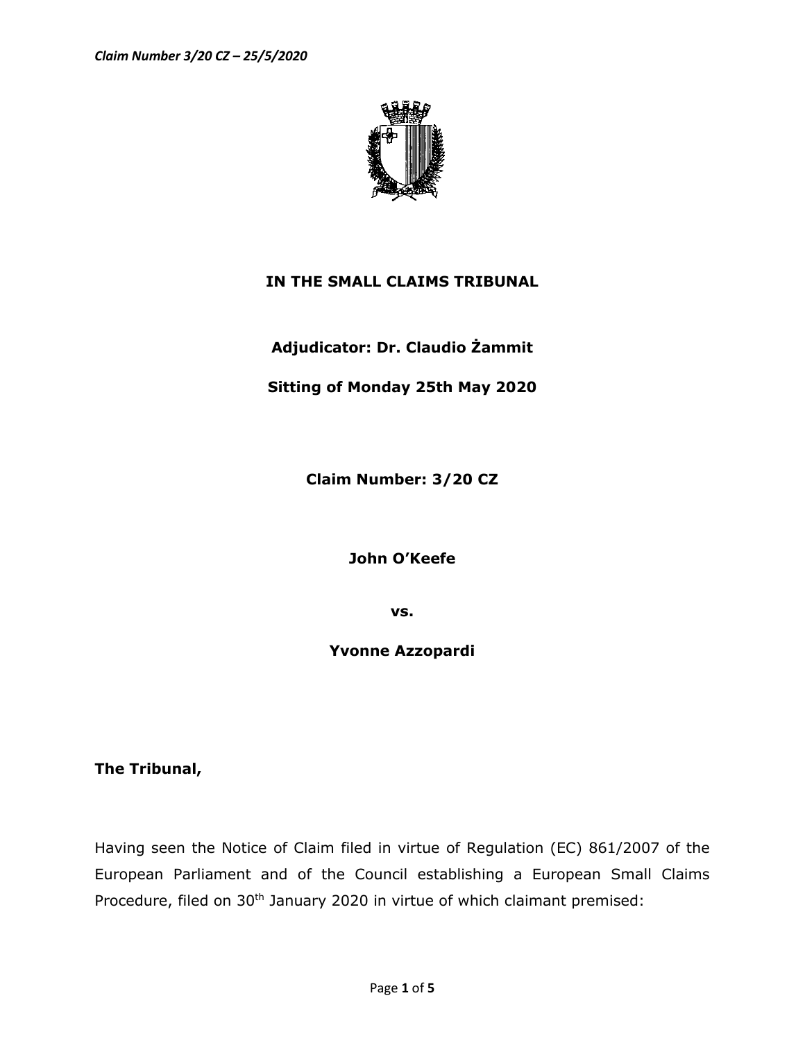**IN THE SMALL CLAIMS TRIBUNAL**

**Adjudicator: Dr. Claudio Żammit**

**Sitting of Monday 25th May 2020**

**Claim Number: 3/20 CZ**

**John O'Keefe**

**vs.**

**Yvonne Azzopardi**

**The Tribunal,**

Having seen the Notice of Claim filed in virtue of Regulation (EC) 861/2007 of the European Parliament and of the Council establishing a European Small Claims Procedure, filed on 30th January 2020 in virtue of which claimant premised: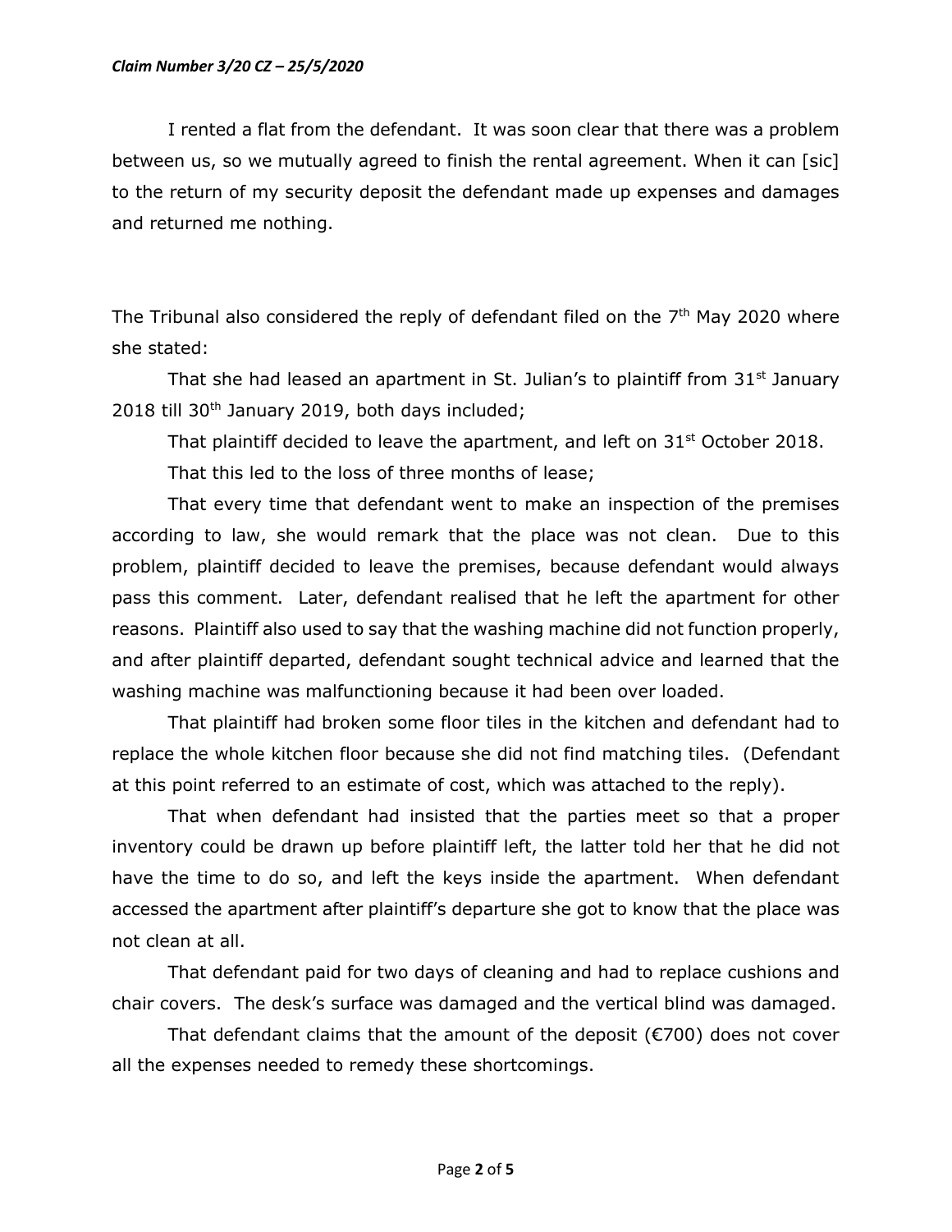I rented a flat from the defendant. It was soon clear that there was a problem between us, so we mutually agreed to finish the rental agreement. When it can [sic] to the return of my security deposit the defendant made up expenses and damages and returned me nothing.

The Tribunal also considered the reply of defendant filed on the 7th May 2020 where she stated:

That she had leased an apartment in St. Julian's to plaintiff from 31st January 2018 till 30th January 2019, both days included;

That plaintiff decided to leave the apartment, and left on 31st October 2018.

That this led to the loss of three months of lease;

That every time that defendant went to make an inspection of the premises according to law, she would remark that the place was not clean. Due to this problem, plaintiff decided to leave the premises, because defendant would always pass this comment. Later, defendant realised that he left the apartment for other reasons. Plaintiff also used to say that the washing machine did not function properly, and after plaintiff departed, defendant sought technical advice and learned that the washing machine was malfunctioning because it had been over loaded.

That plaintiff had broken some floor tiles in the kitchen and defendant had to replace the whole kitchen floor because she did not find matching tiles. (Defendant at this point referred to an estimate of cost, which was attached to the reply).

That when defendant had insisted that the parties meet so that a proper inventory could be drawn up before plaintiff left, the latter told her that he did not have the time to do so, and left the keys inside the apartment. When defendant accessed the apartment after plaintiff's departure she got to know that the place was not clean at all.

That defendant paid for two days of cleaning and had to replace cushions and chair covers. The desk's surface was damaged and the vertical blind was damaged.

That defendant claims that the amount of the deposit (€700) does not cover all the expenses needed to remedy these shortcomings.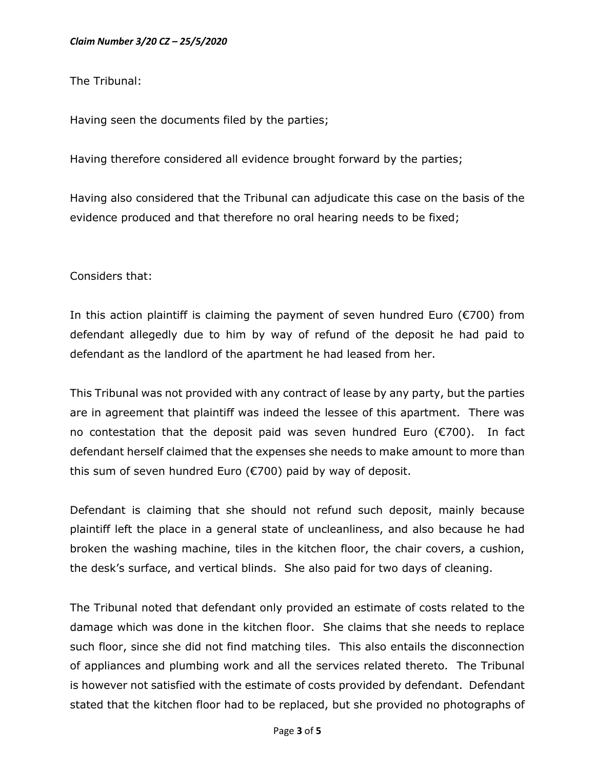The Tribunal:

Having seen the documents filed by the parties;

Having therefore considered all evidence brought forward by the parties;

Having also considered that the Tribunal can adjudicate this case on the basis of the evidence produced and that therefore no oral hearing needs to be fixed;

Considers that:

In this action plaintiff is claiming the payment of seven hundred Euro (€700) from defendant allegedly due to him by way of refund of the deposit he had paid to defendant as the landlord of the apartment he had leased from her.

This Tribunal was not provided with any contract of lease by any party, but the parties are in agreement that plaintiff was indeed the lessee of this apartment. There was no contestation that the deposit paid was seven hundred Euro (€700). In fact defendant herself claimed that the expenses she needs to make amount to more than this sum of seven hundred Euro (€700) paid by way of deposit.

Defendant is claiming that she should not refund such deposit, mainly because plaintiff left the place in a general state of uncleanliness, and also because he had broken the washing machine, tiles in the kitchen floor, the chair covers, a cushion, the desk's surface, and vertical blinds. She also paid for two days of cleaning.

The Tribunal noted that defendant only provided an estimate of costs related to the damage which was done in the kitchen floor. She claims that she needs to replace such floor, since she did not find matching tiles. This also entails the disconnection of appliances and plumbing work and all the services related thereto. The Tribunal is however not satisfied with the estimate of costs provided by defendant. Defendant stated that the kitchen floor had to be replaced, but she provided no photographs of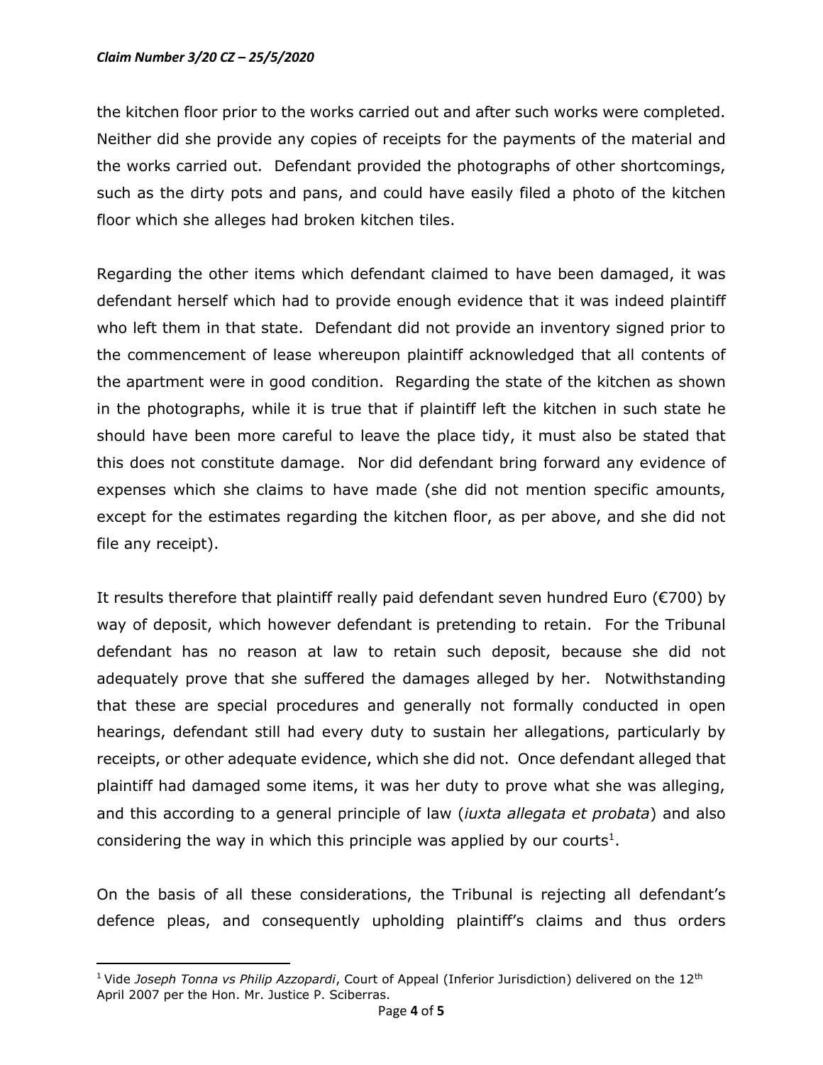the kitchen floor prior to the works carried out and after such works were completed. Neither did she provide any copies of receipts for the payments of the material and the works carried out. Defendant provided the photographs of other shortcomings, such as the dirty pots and pans, and could have easily filed a photo of the kitchen floor which she alleges had broken kitchen tiles.

Regarding the other items which defendant claimed to have been damaged, it was defendant herself which had to provide enough evidence that it was indeed plaintiff who left them in that state. Defendant did not provide an inventory signed prior to the commencement of lease whereupon plaintiff acknowledged that all contents of the apartment were in good condition. Regarding the state of the kitchen as shown in the photographs, while it is true that if plaintiff left the kitchen in such state he should have been more careful to leave the place tidy, it must also be stated that this does not constitute damage. Nor did defendant bring forward any evidence of expenses which she claims to have made (she did not mention specific amounts, except for the estimates regarding the kitchen floor, as per above, and she did not file any receipt).

It results therefore that plaintiff really paid defendant seven hundred Euro (€700) by way of deposit, which however defendant is pretending to retain. For the Tribunal defendant has no reason at law to retain such deposit, because she did not adequately prove that she suffered the damages alleged by her. Notwithstanding that these are special procedures and generally not formally conducted in open hearings, defendant still had every duty to sustain her allegations, particularly by receipts, or other adequate evidence, which she did not. Once defendant alleged that plaintiff had damaged some items, it was her duty to prove what she was alleging, and this according to a general principle of law (*iuxta allegata et probata*) and also considering the way in which this principle was applied by our courts[1].

On the basis of all these considerations, the Tribunal is rejecting all defendant's defence pleas, and consequently upholding plaintiff's claims and thus orders

[1] Vide *Joseph Tonna vs Philip Azzopardi*, Court of Appeal (Inferior Jurisdiction) delivered on the 12th April 2007 per the Hon. Mr. Justice P. Sciberras.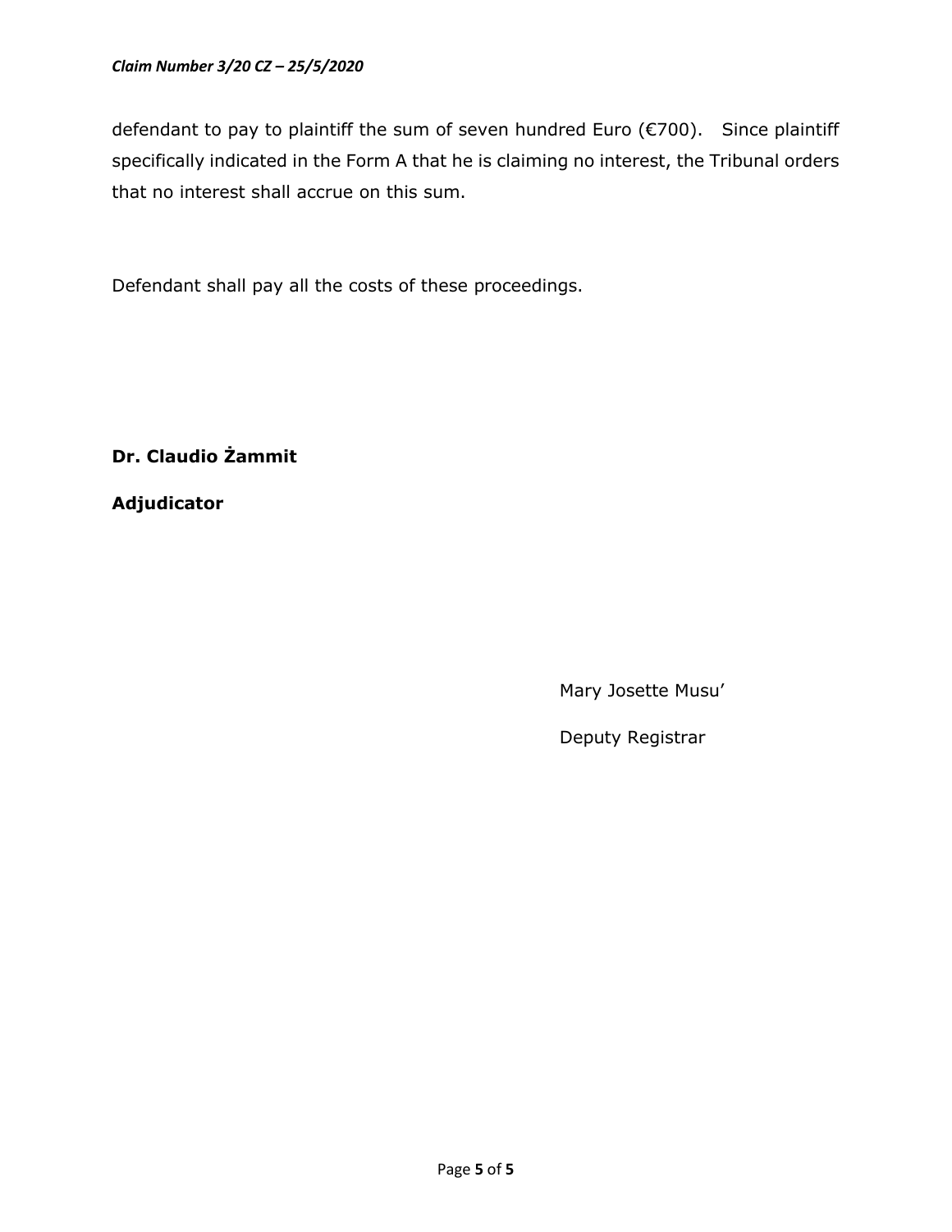defendant to pay to plaintiff the sum of seven hundred Euro (€700). Since plaintiff specifically indicated in the Form A that he is claiming no interest, the Tribunal orders that no interest shall accrue on this sum.

Defendant shall pay all the costs of these proceedings.

**Dr. Claudio Żammit**

**Adjudicator**

Mary Josette Musu'

Deputy Registrar